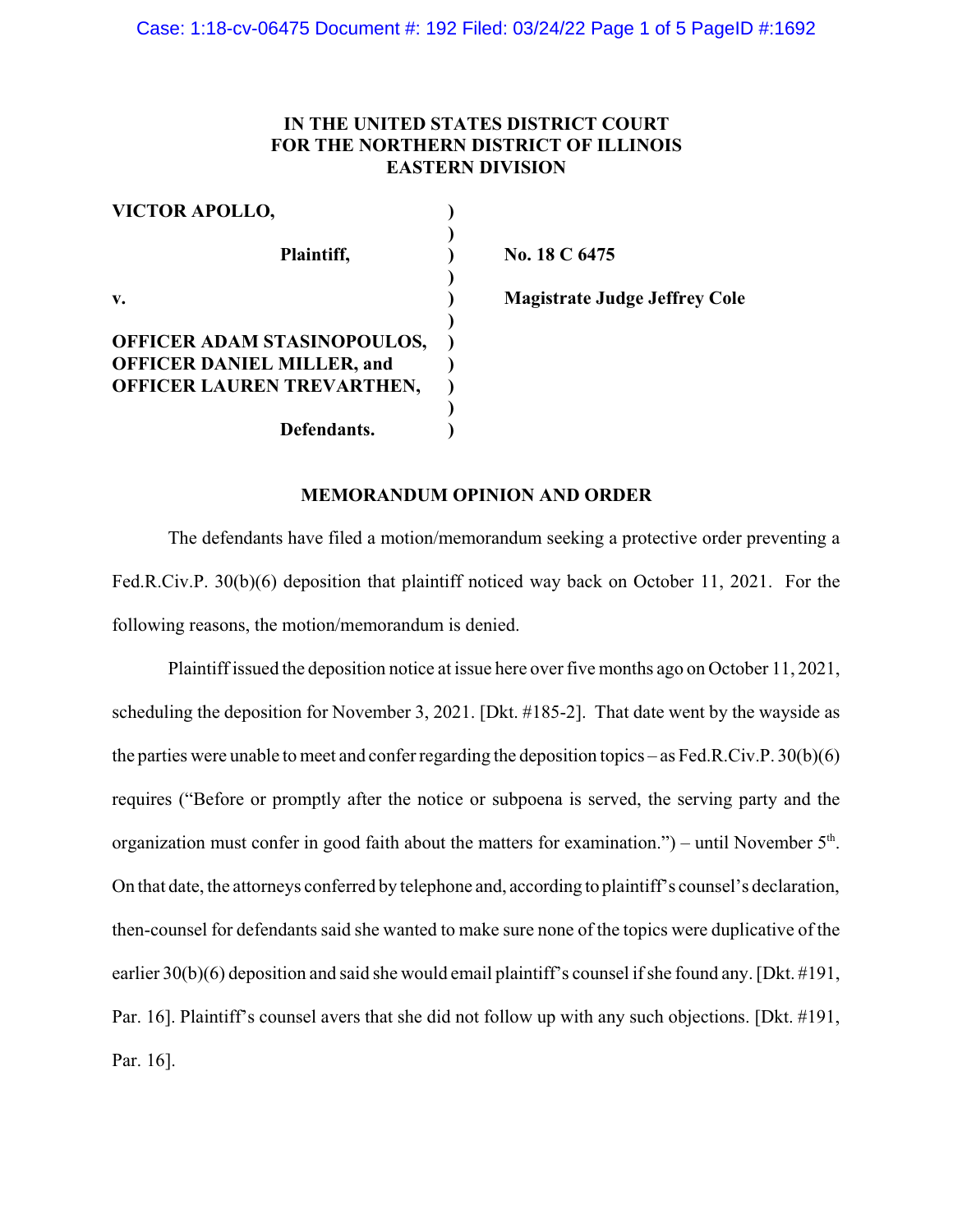**IN THE UNITED STATES DISTRICT COURT**
**FOR THE NORTHERN DISTRICT OF ILLINOIS**
**EASTERN DIVISION**

| | | |
|---|---|---|
| **VICTOR APOLLO,** | ) | |
| | ) | |
| **Plaintiff,** | ) | **No. 18 C 6475** |
| | ) | |
| **v.** | ) | **Magistrate Judge Jeffrey Cole** |
| | ) | |
| **OFFICER ADAM STASINOPOULOS,** | ) | |
| **OFFICER DANIEL MILLER, and** | ) | |
| **OFFICER LAUREN TREVARTHEN,** | ) | |
| | ) | |
| **Defendants.** | ) | |

**MEMORANDUM OPINION AND ORDER**

The defendants have filed a motion/memorandum seeking a protective order preventing a Fed.R.Civ.P. 30(b)(6) deposition that plaintiff noticed way back on October 11, 2021. For the following reasons, the motion/memorandum is denied.

Plaintiff issued the deposition notice at issue here over five months ago on October 11, 2021, scheduling the deposition for November 3, 2021. [Dkt. #185-2]. That date went by the wayside as the parties were unable to meet and confer regarding the deposition topics – as Fed.R.Civ.P. 30(b)(6) requires ("Before or promptly after the notice or subpoena is served, the serving party and the organization must confer in good faith about the matters for examination.") – until November 5th. On that date, the attorneys conferred by telephone and, according to plaintiff's counsel's declaration, then-counsel for defendants said she wanted to make sure none of the topics were duplicative of the earlier 30(b)(6) deposition and said she would email plaintiff's counsel if she found any. [Dkt. #191, Par. 16]. Plaintiff's counsel avers that she did not follow up with any such objections. [Dkt. #191, Par. 16].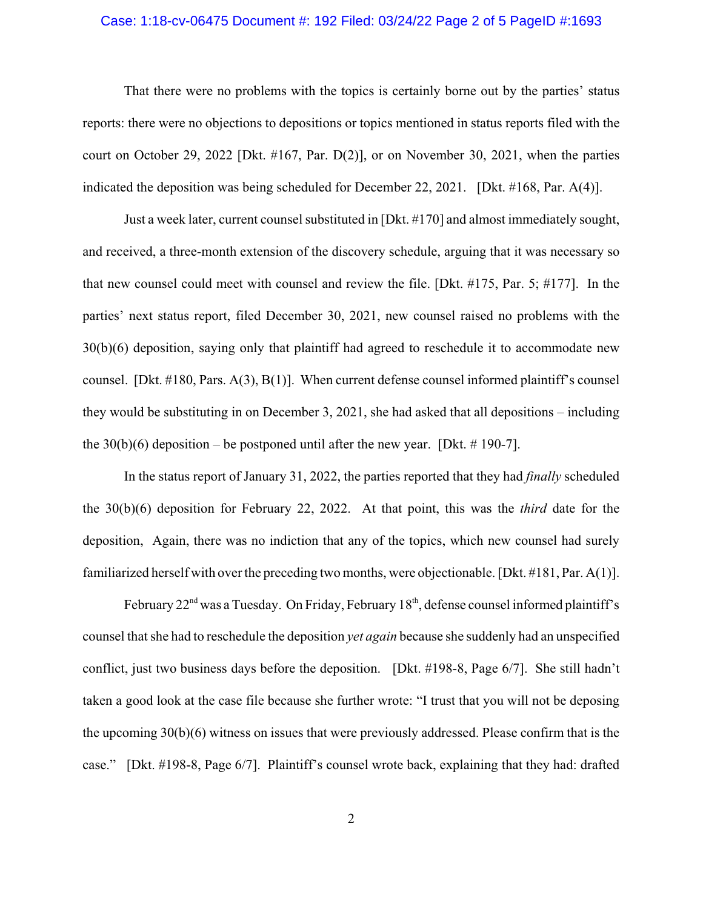That there were no problems with the topics is certainly borne out by the parties' status reports: there were no objections to depositions or topics mentioned in status reports filed with the court on October 29, 2022 [Dkt. #167, Par. D(2)], or on November 30, 2021, when the parties indicated the deposition was being scheduled for December 22, 2021. [Dkt. #168, Par. A(4)].

Just a week later, current counsel substituted in [Dkt. #170] and almost immediately sought, and received, a three-month extension of the discovery schedule, arguing that it was necessary so that new counsel could meet with counsel and review the file. [Dkt. #175, Par. 5; #177]. In the parties' next status report, filed December 30, 2021, new counsel raised no problems with the 30(b)(6) deposition, saying only that plaintiff had agreed to reschedule it to accommodate new counsel. [Dkt. #180, Pars. A(3), B(1)]. When current defense counsel informed plaintiff's counsel they would be substituting in on December 3, 2021, she had asked that all depositions – including the 30(b)(6) deposition – be postponed until after the new year. [Dkt. # 190-7].

In the status report of January 31, 2022, the parties reported that they had *finally* scheduled the 30(b)(6) deposition for February 22, 2022. At that point, this was the *third* date for the deposition, Again, there was no indiction that any of the topics, which new counsel had surely familiarized herself with over the preceding two months, were objectionable. [Dkt. #181, Par. A(1)].

February 22nd was a Tuesday. On Friday, February 18th, defense counsel informed plaintiff's counsel that she had to reschedule the deposition *yet again* because she suddenly had an unspecified conflict, just two business days before the deposition. [Dkt. #198-8, Page 6/7]. She still hadn't taken a good look at the case file because she further wrote: "I trust that you will not be deposing the upcoming 30(b)(6) witness on issues that were previously addressed. Please confirm that is the case." [Dkt. #198-8, Page 6/7]. Plaintiff's counsel wrote back, explaining that they had: drafted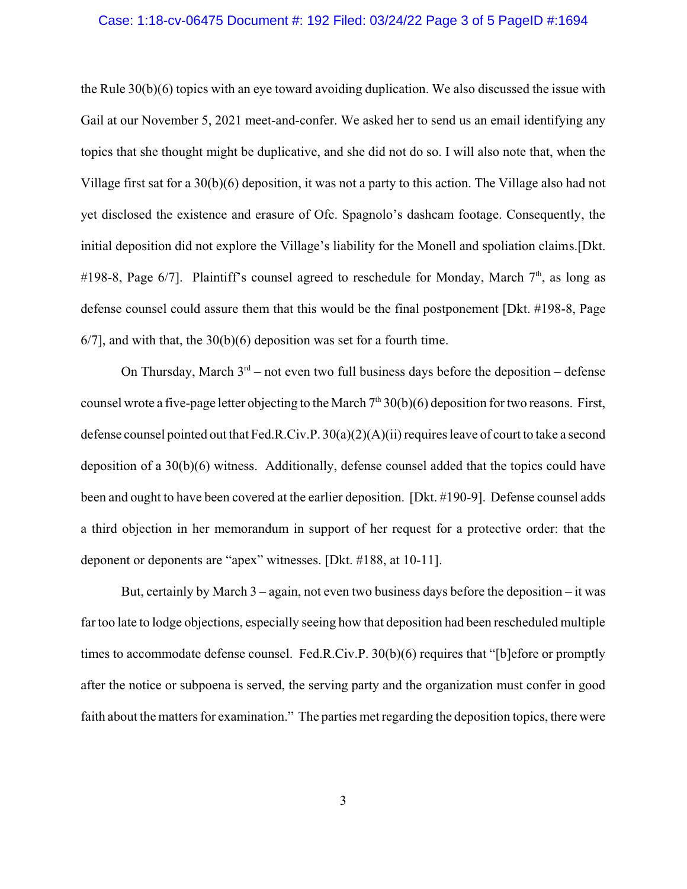the Rule 30(b)(6) topics with an eye toward avoiding duplication. We also discussed the issue with Gail at our November 5, 2021 meet-and-confer. We asked her to send us an email identifying any topics that she thought might be duplicative, and she did not do so. I will also note that, when the Village first sat for a 30(b)(6) deposition, it was not a party to this action. The Village also had not yet disclosed the existence and erasure of Ofc. Spagnolo's dashcam footage. Consequently, the initial deposition did not explore the Village's liability for the Monell and spoliation claims.[Dkt. #198-8, Page 6/7]. Plaintiff's counsel agreed to reschedule for Monday, March 7th, as long as defense counsel could assure them that this would be the final postponement [Dkt. #198-8, Page 6/7], and with that, the 30(b)(6) deposition was set for a fourth time.

On Thursday, March 3rd – not even two full business days before the deposition – defense counsel wrote a five-page letter objecting to the March 7th 30(b)(6) deposition for two reasons. First, defense counsel pointed out that Fed.R.Civ.P. 30(a)(2)(A)(ii) requires leave of court to take a second deposition of a 30(b)(6) witness. Additionally, defense counsel added that the topics could have been and ought to have been covered at the earlier deposition. [Dkt. #190-9]. Defense counsel adds a third objection in her memorandum in support of her request for a protective order: that the deponent or deponents are "apex" witnesses. [Dkt. #188, at 10-11].

But, certainly by March 3 – again, not even two business days before the deposition – it was far too late to lodge objections, especially seeing how that deposition had been rescheduled multiple times to accommodate defense counsel. Fed.R.Civ.P. 30(b)(6) requires that "[b]efore or promptly after the notice or subpoena is served, the serving party and the organization must confer in good faith about the matters for examination." The parties met regarding the deposition topics, there were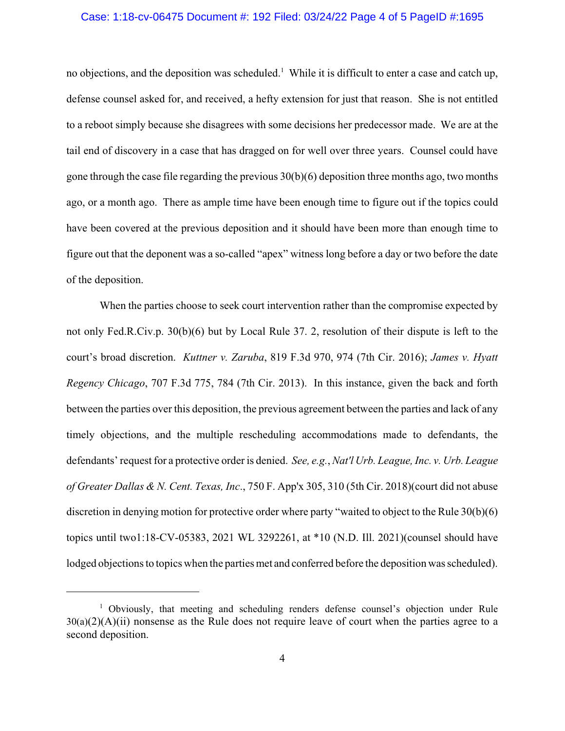no objections, and the deposition was scheduled.[1] While it is difficult to enter a case and catch up, defense counsel asked for, and received, a hefty extension for just that reason. She is not entitled to a reboot simply because she disagrees with some decisions her predecessor made. We are at the tail end of discovery in a case that has dragged on for well over three years. Counsel could have gone through the case file regarding the previous 30(b)(6) deposition three months ago, two months ago, or a month ago. There as ample time have been enough time to figure out if the topics could have been covered at the previous deposition and it should have been more than enough time to figure out that the deponent was a so-called "apex" witness long before a day or two before the date of the deposition.

When the parties choose to seek court intervention rather than the compromise expected by not only Fed.R.Civ.p. 30(b)(6) but by Local Rule 37. 2, resolution of their dispute is left to the court's broad discretion. *Kuttner v. Zaruba*, 819 F.3d 970, 974 (7th Cir. 2016); *James v. Hyatt Regency Chicago*, 707 F.3d 775, 784 (7th Cir. 2013). In this instance, given the back and forth between the parties over this deposition, the previous agreement between the parties and lack of any timely objections, and the multiple rescheduling accommodations made to defendants, the defendants' request for a protective order is denied. *See, e.g.*, *Nat'l Urb. League, Inc. v. Urb. League of Greater Dallas & N. Cent. Texas, Inc*., 750 F. App'x 305, 310 (5th Cir. 2018)(court did not abuse discretion in denying motion for protective order where party "waited to object to the Rule 30(b)(6) topics until two1:18-CV-05383, 2021 WL 3292261, at *10 (N.D. Ill. 2021)(counsel should have lodged objections to topics when the parties met and conferred before the deposition was scheduled).

---

[1] Obviously, that meeting and scheduling renders defense counsel's objection under Rule 30(a)(2)(A)(ii) nonsense as the Rule does not require leave of court when the parties agree to a second deposition.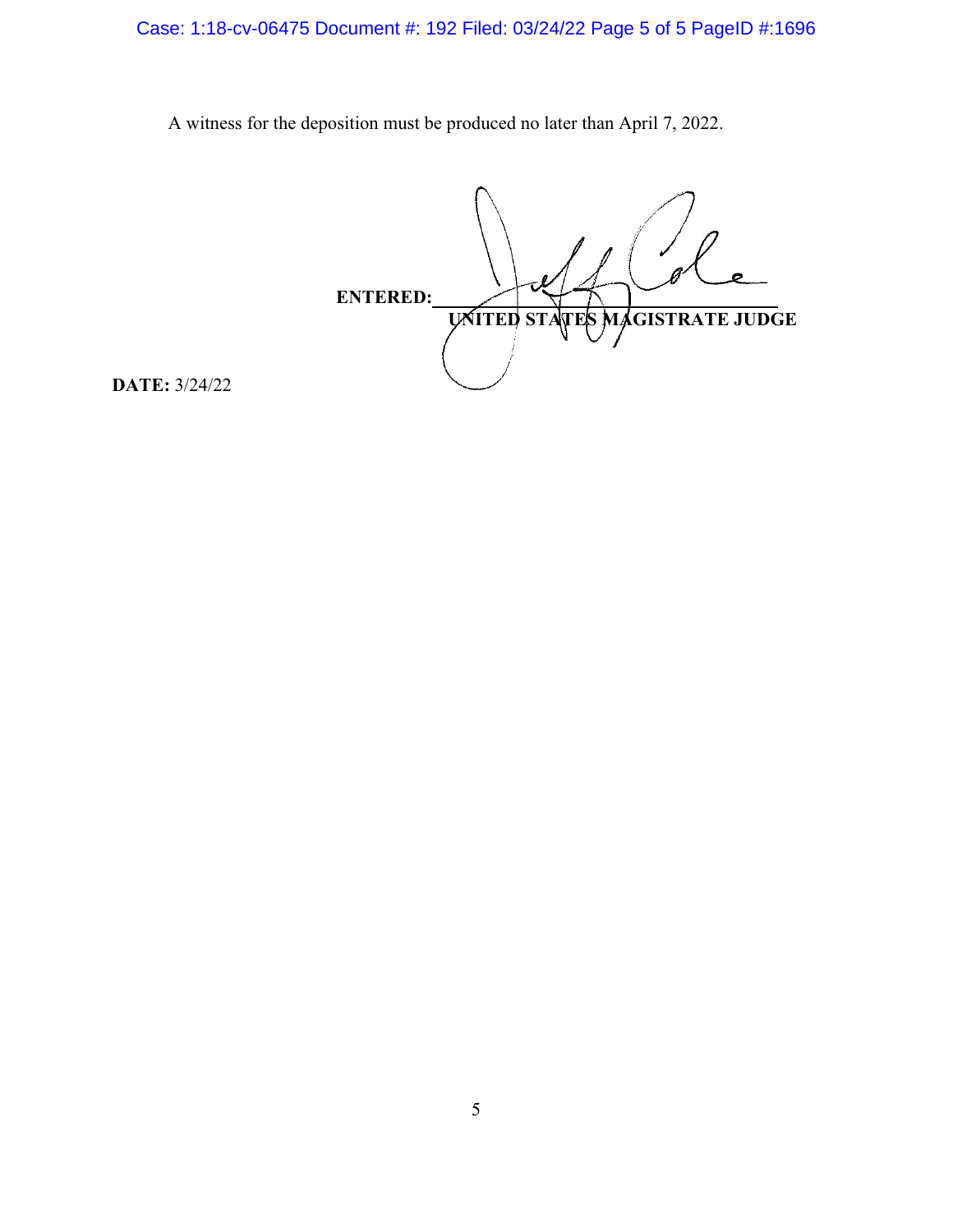A witness for the deposition must be produced no later than April 7, 2022.

**ENTERED:** ______________________________
**UNITED STATES MAGISTRATE JUDGE**

**DATE:** 3/24/22